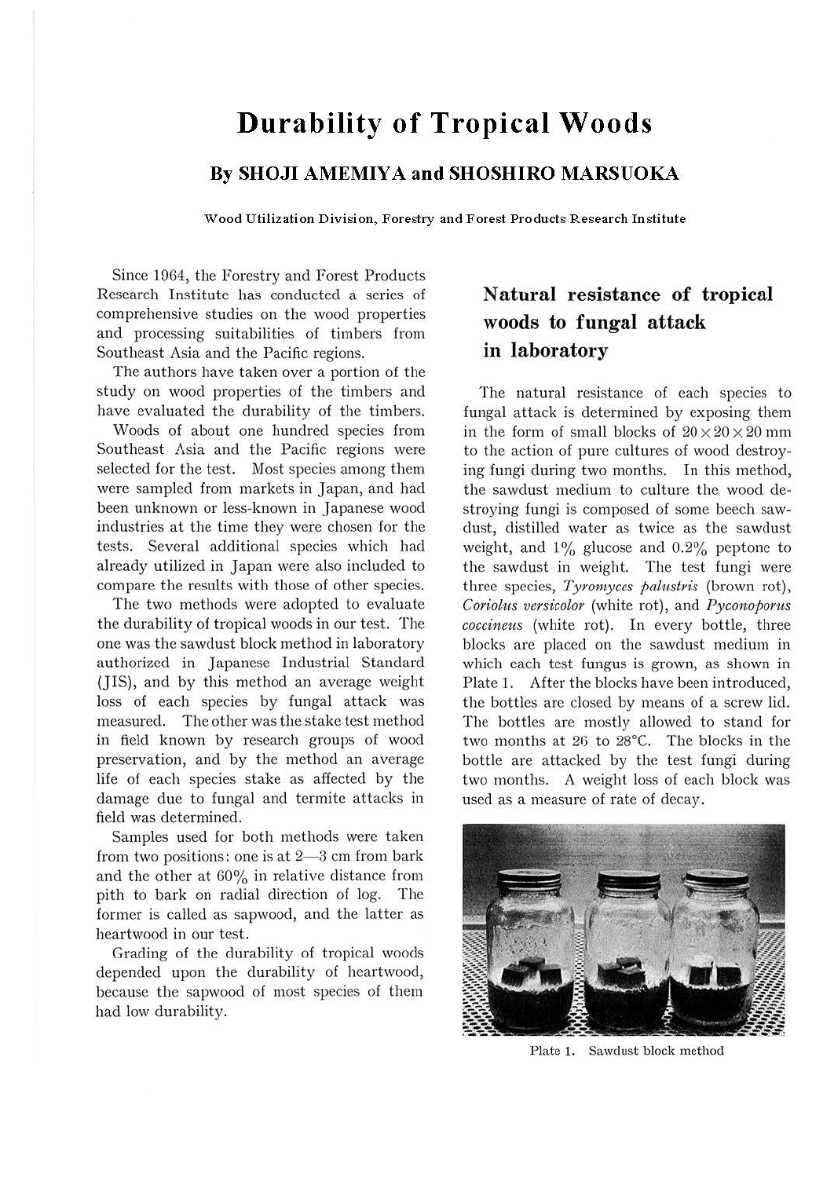# Durability of Tropical Woods

## By SHOJI AMEMIYA and SHOSHIRO MARSUOKA

Wood Utilization Division, Forestry and Forest Products Research Institute

Since 1964, the Forestry and Forest Products Research Institute has conducted a series of comprehensive studies on the wood properties and processing suitabilities of timbers from Southeast Asia and the Pacific regions.

The authors have taken over a portion of the study on wood properties of the timbers and have evaluated the durability of the timbers.

Woods of about one hundred species from Southeast Asia and the Pacific regions were selected for the test. Most species among them were sampled from markets in Japan, and had been unknown or less-known in Japanese wood industries at the time they were chosen for the tests. Several additional species which had already utilized in Japan were also included to compare the results with those of other species.

The two methods were adopted to evaluate the durability of tropical woods in our test. The one was the sawdust block method in laboratory authorized in Japanese Industrial Standard (JIS), and by this method an average weight loss of each species by fungal attack was measured. The other was the stake test method in field known by research groups of wood preservation, and by the method an average life of each species stake as affected by the damage due to fungal and termite attacks in field was determined.

Samples used for both methods were taken from two positions: one is at 2—3 cm from bark and the other at 60% in relative distance from pith to bark on radial direction of log. The former is called as sapwood, and the latter as heartwood in our test.

Grading of the durability of tropical woods depended upon the durability of heartwood, because the sapwood of most species of them had low durability.

## Natural resistance of tropical woods to fungal attack in laboratory

The natural resistance of each species to fungal attack is determined by exposing them in the form of small blocks of $20 \times 20 \times 20$ mm to the action of pure cultures of wood destroying fungi during two months. In this method, the sawdust medium to culture the wood destroying fungi is composed of some beech sawdust, distilled water as twice as the sawdust weight, and 1% glucose and 0.2% peptone to the sawdust in weight. The test fungi were three species, *Tyromyces palustris* (brown rot), *Coriolus versicolor* (white rot), and *Pyconoporus coccineus* (white rot). In every bottle, three blocks are placed on the sawdust medium in which each test fungus is grown, as shown in Plate 1. After the blocks have been introduced, the bottles are closed by means of a screw lid. The bottles are mostly allowed to stand for two months at 26 to 28°C. The blocks in the bottle are attacked by the test fungi during two months. A weight loss of each block was used as a measure of rate of decay.

Plate 1. Sawdust block method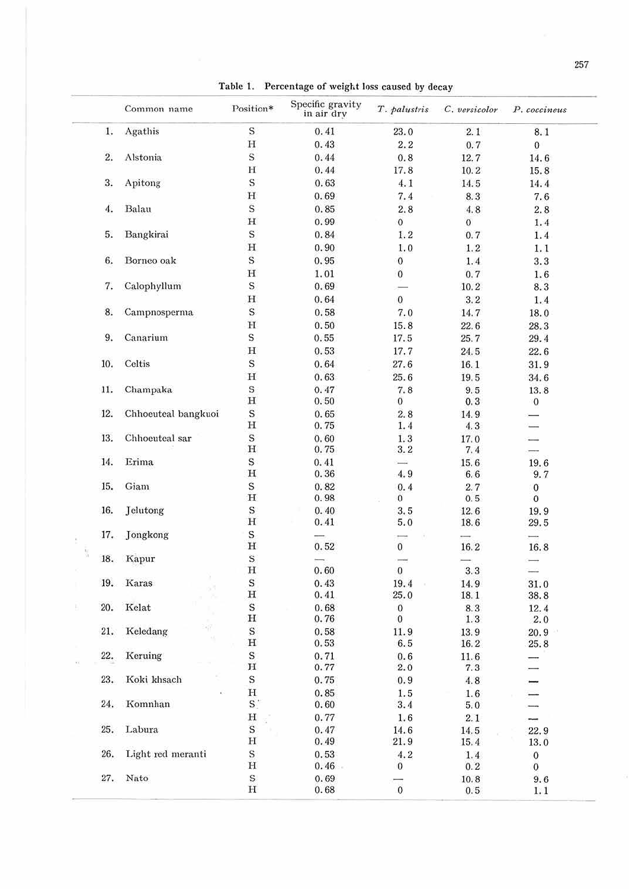**Table 1. Percentage of weight loss caused by decay**

| | Common name | Position* | Specific gravity in air dry | *T. palustris* | *C. versicolor* | *P. coccineus* |
|---|---|---|---|---|---|---|
| 1. | Agathis | S | 0.41 | 23.0 | 2.1 | 8.1 |
| | | H | 0.43 | 2.2 | 0.7 | 0 |
| 2. | Alstonia | S | 0.44 | 0.8 | 12.7 | 14.6 |
| | | H | 0.44 | 17.8 | 10.2 | 15.8 |
| 3. | Apitong | S | 0.63 | 4.1 | 14.5 | 14.4 |
| | | H | 0.69 | 7.4 | 8.3 | 7.6 |
| 4. | Balau | S | 0.85 | 2.8 | 4.8 | 2.8 |
| | | H | 0.99 | 0 | 0 | 1.4 |
| 5. | Bangkirai | S | 0.84 | 1.2 | 0.7 | 1.4 |
| | | H | 0.90 | 1.0 | 1.2 | 1.1 |
| 6. | Borneo oak | S | 0.95 | 0 | 1.4 | 3.3 |
| | | H | 1.01 | 0 | 0.7 | 1.6 |
| 7. | Calophyllum | S | 0.69 | — | 10.2 | 8.3 |
| | | H | 0.64 | 0 | 3.2 | 1.4 |
| 8. | Campnosperma | S | 0.58 | 7.0 | 14.7 | 18.0 |
| | | H | 0.50 | 15.8 | 22.6 | 28.3 |
| 9. | Canarium | S | 0.55 | 17.5 | 25.7 | 29.4 |
| | | H | 0.53 | 17.7 | 24.5 | 22.6 |
| 10. | Celtis | S | 0.64 | 27.6 | 16.1 | 31.9 |
| | | H | 0.63 | 25.6 | 19.5 | 34.6 |
| 11. | Champaka | S | 0.47 | 7.8 | 9.5 | 13.8 |
| | | H | 0.50 | 0 | 0.3 | 0 |
| 12. | Chhoeuteal bangkuoi | S | 0.65 | 2.8 | 14.9 | — |
| | | H | 0.75 | 1.4 | 4.3 | — |
| 13. | Chhoeuteal sar | S | 0.60 | 1.3 | 17.0 | — |
| | | H | 0.75 | 3.2 | 7.4 | — |
| 14. | Erima | S | 0.41 | — | 15.6 | 19.6 |
| | | H | 0.36 | 4.9 | 6.6 | 9.7 |
| 15. | Giam | S | 0.82 | 0.4 | 2.7 | 0 |
| | | H | 0.98 | 0 | 0.5 | 0 |
| 16. | Jelutong | S | 0.40 | 3.5 | 12.6 | 19.9 |
| | | H | 0.41 | 5.0 | 18.6 | 29.5 |
| 17. | Jongkong | S | — | — | — | — |
| | | H | 0.52 | 0 | 16.2 | 16.8 |
| 18. | Kapur | S | — | — | — | — |
| | | H | 0.60 | 0 | 3.3 | — |
| 19. | Karas | S | 0.43 | 19.4 | 14.9 | 31.0 |
| | | H | 0.41 | 25.0 | 18.1 | 38.8 |
| 20. | Kelat | S | 0.68 | 0 | 8.3 | 12.4 |
| | | H | 0.76 | 0 | 1.3 | 2.0 |
| 21. | Keledang | S | 0.58 | 11.9 | 13.9 | 20.9 |
| | | H | 0.53 | 6.5 | 16.2 | 25.8 |
| 22. | Keruing | S | 0.71 | 0.6 | 11.6 | — |
| | | H | 0.77 | 2.0 | 7.3 | — |
| 23. | Koki khsach | S | 0.75 | 0.9 | 4.8 | — |
| | | H | 0.85 | 1.5 | 1.6 | — |
| 24. | Komnhan | S | 0.60 | 3.4 | 5.0 | — |
| | | H | 0.77 | 1.6 | 2.1 | — |
| 25. | Labura | S | 0.47 | 14.6 | 14.5 | 22.9 |
| | | H | 0.49 | 21.9 | 15.4 | 13.0 |
| 26. | Light red meranti | S | 0.53 | 4.2 | 1.4 | 0 |
| | | H | 0.46 | 0 | 0.2 | 0 |
| 27. | Nato | S | 0.69 | — | 10.8 | 9.6 |
| | | H | 0.68 | 0 | 0.5 | 1.1 |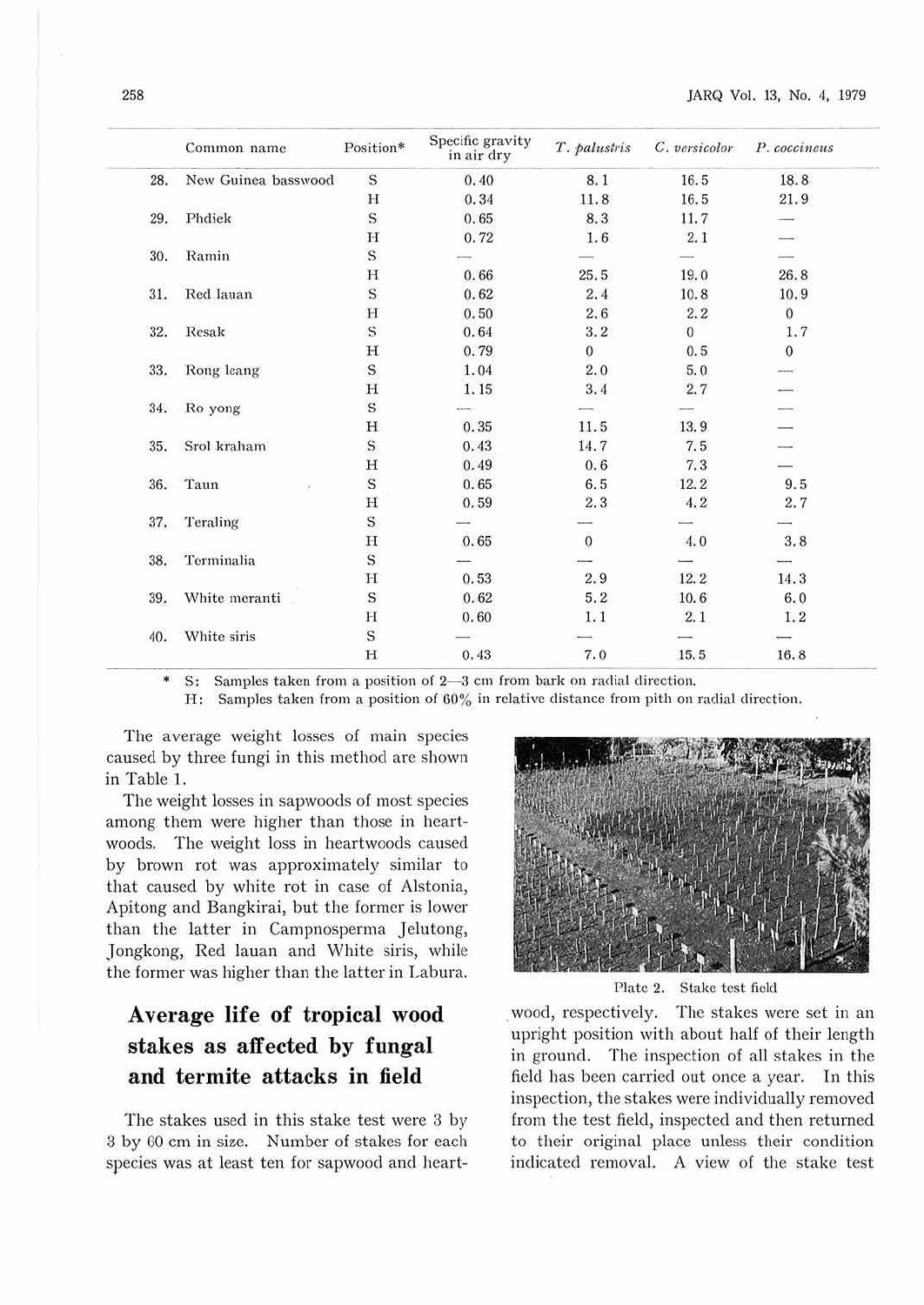| | Common name | Position* | Specific gravity in air dry | *T. palustris* | *C. versicolor* | *P. coccineus* |
|---|---|---|---|---|---|---|
| 28. | New Guinea basswood | S | 0.40 | 8.1 | 16.5 | 18.8 |
| | | H | 0.34 | 11.8 | 16.5 | 21.9 |
| 29. | Phdiek | S | 0.65 | 8.3 | 11.7 | — |
| | | H | 0.72 | 1.6 | 2.1 | — |
| 30. | Ramin | S | — | — | — | — |
| | | H | 0.66 | 25.5 | 19.0 | 26.8 |
| 31. | Red lauan | S | 0.62 | 2.4 | 10.8 | 10.9 |
| | | H | 0.50 | 2.6 | 2.2 | 0 |
| 32. | Resak | S | 0.64 | 3.2 | 0 | 1.7 |
| | | H | 0.79 | 0 | 0.5 | 0 |
| 33. | Rong leang | S | 1.04 | 2.0 | 5.0 | — |
| | | H | 1.15 | 3.4 | 2.7 | — |
| 34. | Ro yong | S | — | — | — | — |
| | | H | 0.35 | 11.5 | 13.9 | — |
| 35. | Srol kraham | S | 0.43 | 14.7 | 7.5 | — |
| | | H | 0.49 | 0.6 | 7.3 | — |
| 36. | Taun | S | 0.65 | 6.5 | 12.2 | 9.5 |
| | | H | 0.59 | 2.3 | 4.2 | 2.7 |
| 37. | Teraling | S | — | — | — | — |
| | | H | 0.65 | 0 | 4.0 | 3.8 |
| 38. | Terminalia | S | — | — | — | — |
| | | H | 0.53 | 2.9 | 12.2 | 14.3 |
| 39. | White meranti | S | 0.62 | 5.2 | 10.6 | 6.0 |
| | | H | 0.60 | 1.1 | 2.1 | 1.2 |
| 40. | White siris | S | — | — | — | — |
| | | H | 0.43 | 7.0 | 15.5 | 16.8 |

\* S: Samples taken from a position of 2—3 cm from bark on radial direction.
H: Samples taken from a position of 60% in relative distance from pith on radial direction.

The average weight losses of main species caused by three fungi in this method are shown in Table 1.

The weight losses in sapwoods of most species among them were higher than those in heartwoods. The weight loss in heartwoods caused by brown rot was approximately similar to that caused by white rot in case of Alstonia, Apitong and Bangkirai, but the former is lower than the latter in Campnosperma Jelutong, Jongkong, Red lauan and White siris, while the former was higher than the latter in Labura.

## Average life of tropical wood stakes as affected by fungal and termite attacks in field

The stakes used in this stake test were 3 by 3 by 60 cm in size. Number of stakes for each species was at least ten for sapwood and heartwood, respectively. The stakes were set in an upright position with about half of their length in ground. The inspection of all stakes in the field has been carried out once a year. In this inspection, the stakes were individually removed from the test field, inspected and then returned to their original place unless their condition indicated removal. A view of the stake test

Plate 2. Stake test field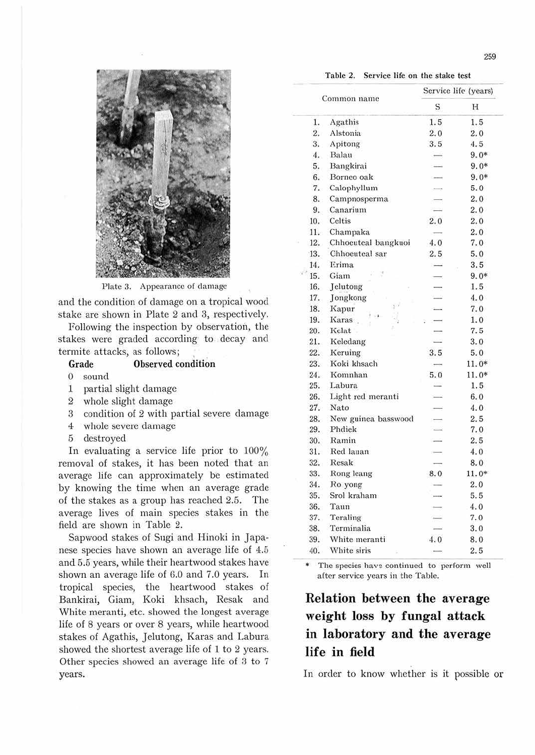Plate 3. Appearance of damage

and the condition of damage on a tropical wood stake are shown in Plate 2 and 3, respectively.

Following the inspection by observation, the stakes were graded according to decay and termite attacks, as follows;

| Grade | Observed condition |
|---|---|
| 0 | sound |
| 1 | partial slight damage |
| 2 | whole slight damage |
| 3 | condition of 2 with partial severe damage |
| 4 | whole severe damage |
| 5 | destroyed |

In evaluating a service life prior to 100% removal of stakes, it has been noted that an average life can approximately be estimated by knowing the time when an average grade of the stakes as a group has reached 2.5. The average lives of main species stakes in the field are shown in Table 2.

Sapwood stakes of Sugi and Hinoki in Japanese species have shown an average life of 4.5 and 5.5 years, while their heartwood stakes have shown an average life of 6.0 and 7.0 years. In tropical species, the heartwood stakes of Bankirai, Giam, Koki khsach, Resak and White meranti, etc. showed the longest average life of 8 years or over 8 years, while heartwood stakes of Agathis, Jelutong, Karas and Labura showed the shortest average life of 1 to 2 years. Other species showed an average life of 3 to 7 years.

**Table 2. Service life on the stake test**

| | Common name | Service life (years) | |
|---|---|---|---|
| | | S | H |
| 1. | Agathis | 1.5 | 1.5 |
| 2. | Alstonia | 2.0 | 2.0 |
| 3. | Apitong | 3.5 | 4.5 |
| 4. | Balau | — | 9.0* |
| 5. | Bangkirai | — | 9.0* |
| 6. | Borneo oak | — | 9.0* |
| 7. | Calophyllum | — | 5.0 |
| 8. | Campnosperma | — | 2.0 |
| 9. | Canarium | — | 2.0 |
| 10. | Celtis | 2.0 | 2.0 |
| 11. | Champaka | — | 2.0 |
| 12. | Chhoeuteal bangkuoi | 4.0 | 7.0 |
| 13. | Chhoeuteal sar | 2.5 | 5.0 |
| 14. | Erima | — | 3.5 |
| 15. | Giam | — | 9.0* |
| 16. | Jelutong | — | 1.5 |
| 17. | Jongkong | — | 4.0 |
| 18. | Kapur | — | 7.0 |
| 19. | Karas | — | 1.0 |
| 20. | Kelat | — | 7.5 |
| 21. | Keledang | — | 3.0 |
| 22. | Keruing | 3.5 | 5.0 |
| 23. | Koki khsach | — | 11.0* |
| 24. | Komnhan | 5.0 | 11.0* |
| 25. | Labura | — | 1.5 |
| 26. | Light red meranti | — | 6.0 |
| 27. | Nato | — | 4.0 |
| 28. | New guinea basswood | — | 2.5 |
| 29. | Phdiek | — | 7.0 |
| 30. | Ramin | — | 2.5 |
| 31. | Red lauan | — | 4.0 |
| 32. | Resak | — | 8.0 |
| 33. | Rong leang | 8.0 | 11.0* |
| 34. | Ro yong | — | 2.0 |
| 35. | Srol kraham | — | 5.5 |
| 36. | Taun | — | 4.0 |
| 37. | Teraling | — | 7.0 |
| 38. | Terminalia | — | 3.0 |
| 39. | White meranti | 4.0 | 8.0 |
| 40. | White siris | — | 2.5 |

\* The species have continued to perform well after service years in the Table.

## Relation between the average weight loss by fungal attack in laboratory and the average life in field

In order to know whether is it possible or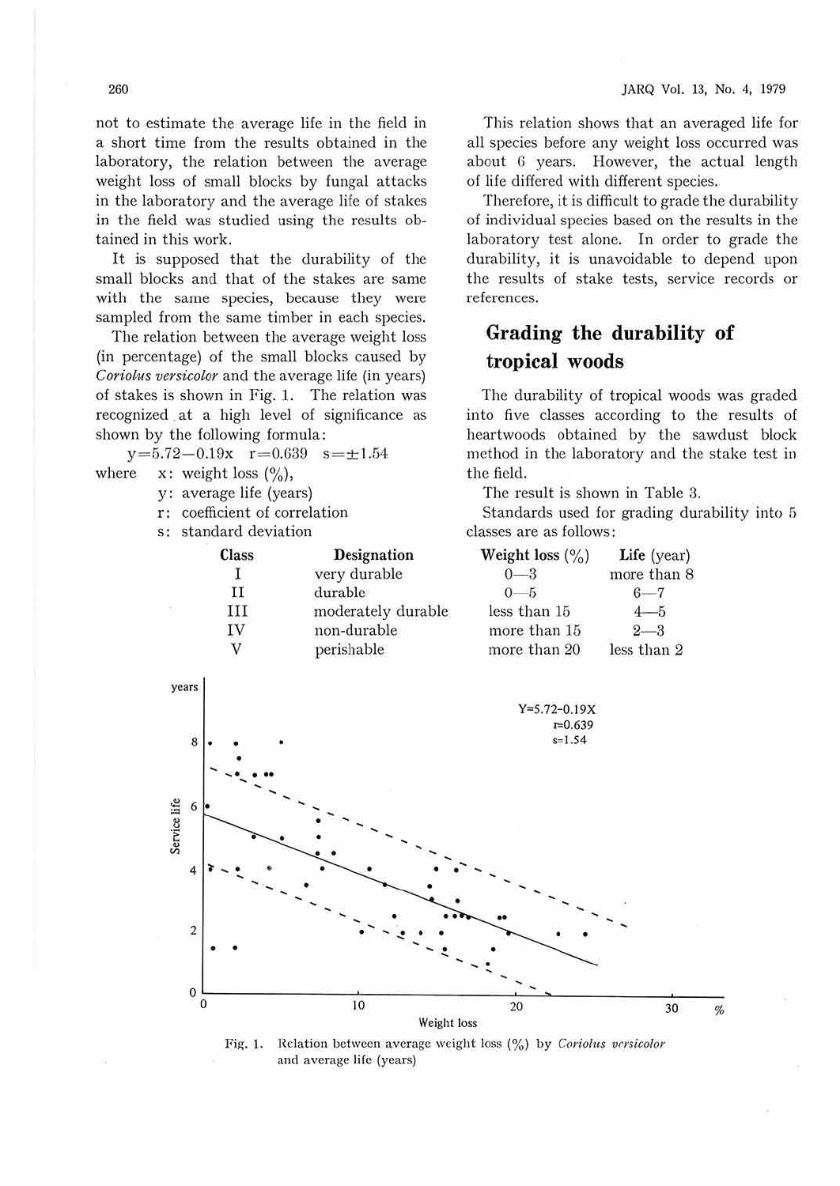not to estimate the average life in the field in a short time from the results obtained in the laboratory, the relation between the average weight loss of small blocks by fungal attacks in the laboratory and the average life of stakes in the field was studied using the results obtained in this work.

It is supposed that the durability of the small blocks and that of the stakes are same with the same species, because they were sampled from the same timber in each species.

The relation between the average weight loss (in percentage) of the small blocks caused by *Coriolus versicolor* and the average life (in years) of stakes is shown in Fig. 1. The relation was recognized at a high level of significance as shown by the following formula:

$$y = 5.72 - 0.19x \quad r = 0.639 \quad s = \pm 1.54$$

where
- $x$: weight loss (%),
- $y$: average life (years)
- $r$: coefficient of correlation
- $s$: standard deviation

This relation shows that an averaged life for all species before any weight loss occurred was about 6 years. However, the actual length of life differed with different species.

Therefore, it is difficult to grade the durability of individual species based on the results in the laboratory test alone. In order to grade the durability, it is unavoidable to depend upon the results of stake tests, service records or references.

## Grading the durability of tropical woods

The durability of tropical woods was graded into five classes according to the results of heartwoods obtained by the sawdust block method in the laboratory and the stake test in the field.

The result is shown in Table 3.

Standards used for grading durability into 5 classes are as follows:

| Class | Designation | Weight loss (%) | Life (year) |
|---|---|---|---|
| I | very durable | 0—3 | more than 8 |
| II | durable | 0—5 | 6—7 |
| III | moderately durable | less than 15 | 4—5 |
| IV | non-durable | more than 15 | 2—3 |
| V | perishable | more than 20 | less than 2 |

Fig. 1. Relation between average weight loss (%) by *Coriolus versicolor* and average life (years)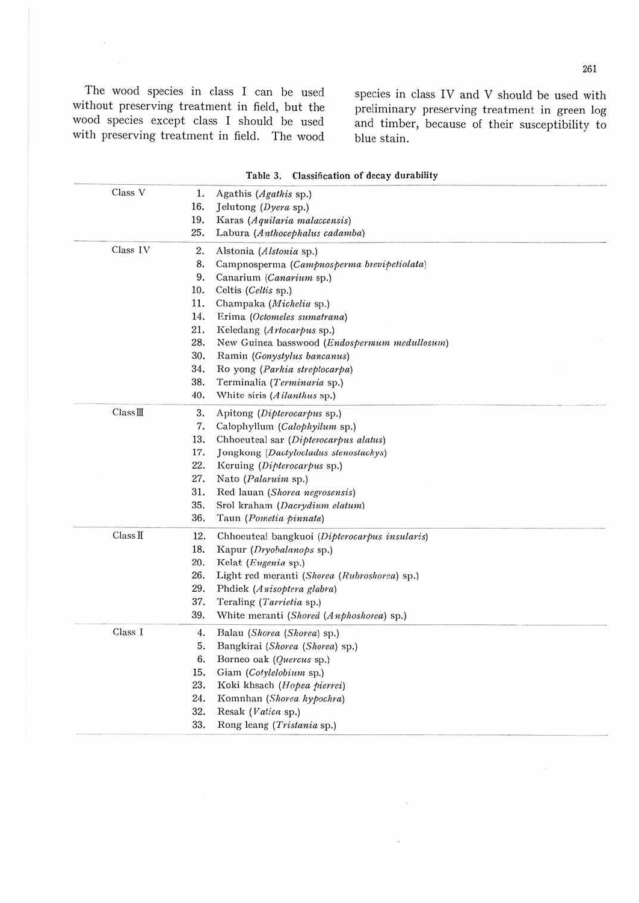The wood species in class I can be used without preserving treatment in field, but the wood species except class I should be used with preserving treatment in field. The wood species in class IV and V should be used with preliminary preserving treatment in green log and timber, because of their susceptibility to blue stain.

**Table 3. Classification of decay durability**

| Class | No. | Species |
|---|---|---|
| Class V | 1. | Agathis (*Agathis* sp.) |
| | 16. | Jelutong (*Dyera* sp.) |
| | 19. | Karas (*Aquilaria malaccensis*) |
| | 25. | Labura (*Anthocephalus cadamba*) |
| Class IV | 2. | Alstonia (*Alstonia* sp.) |
| | 8. | Campnosperma (*Campnosperma brevipetiolata*) |
| | 9. | Canarium (*Canarium* sp.) |
| | 10. | Celtis (*Celtis* sp.) |
| | 11. | Champaka (*Michelia* sp.) |
| | 14. | Erima (*Octomeles sumatrana*) |
| | 21. | Keledang (*Artocarpus* sp.) |
| | 28. | New Guinea basswood (*Endospermum medullosum*) |
| | 30. | Ramin (*Gonystylus bancanus*) |
| | 34. | Ro yong (*Parkia streptocarpa*) |
| | 38. | Terminalia (*Terminaria* sp.) |
| | 40. | White siris (*Ailanthus* sp.) |
| Class III | 3. | Apitong (*Dipterocarpus* sp.) |
| | 7. | Calophyllum (*Calophyllum* sp.) |
| | 13. | Chhoeuteal sar (*Dipterocarpus alatus*) |
| | 17. | Jongkong (*Dactylocladus stenostachys*) |
| | 22. | Keruing (*Dipterocarpus* sp.) |
| | 27. | Nato (*Palaruim* sp.) |
| | 31. | Red lauan (*Shorea negrosensis*) |
| | 35. | Srol kraham (*Dacrydium elatum*) |
| | 36. | Taun (*Pometia pinnata*) |
| Class II | 12. | Chhoeuteal bangkuoi (*Dipterocarpus insularis*) |
| | 18. | Kapur (*Dryobalanops* sp.) |
| | 20. | Kelat (*Eugenia* sp.) |
| | 26. | Light red meranti (*Shorea* (*Rubroshorea*) sp.) |
| | 29. | Phdiek (*Anisoptera glabra*) |
| | 37. | Teraling (*Tarrietia* sp.) |
| | 39. | White meranti (*Shored* (*Anphoshorea*) sp.) |
| Class I | 4. | Balau (*Shorea* (*Shorea*) sp.) |
| | 5. | Bangkirai (*Shorea* (*Shorea*) sp.) |
| | 6. | Borneo oak (*Quercus* sp.) |
| | 15. | Giam (*Cotylelobium* sp.) |
| | 23. | Koki khsach (*Hopea pierrei*) |
| | 24. | Komnhan (*Shorea hypochra*) |
| | 32. | Resak (*Vatica* sp.) |
| | 33. | Rong leang (*Tristania* sp.) |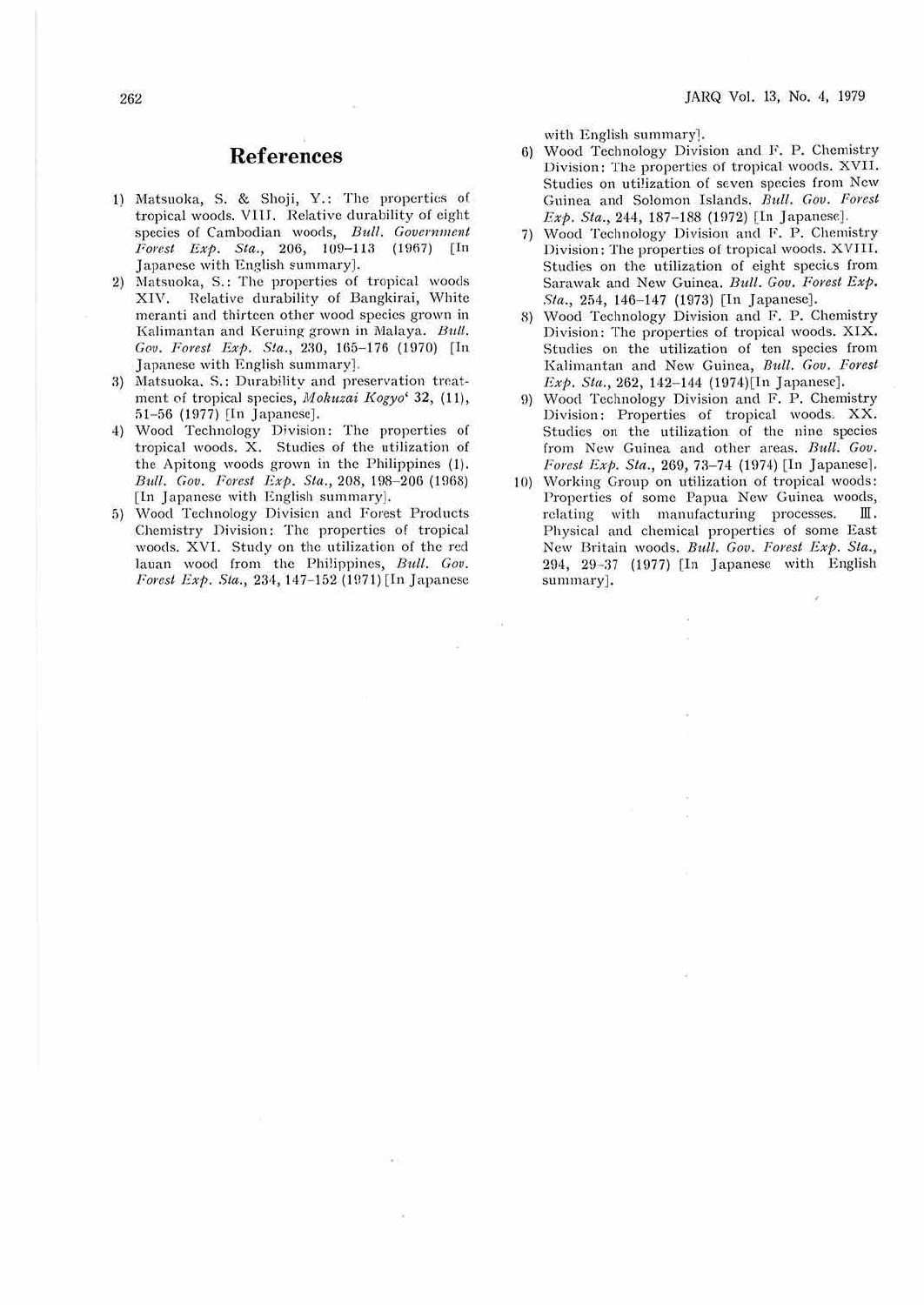## References

1) Matsuoka, S. & Shoji, Y.: The properties of tropical woods. VIII. Relative durability of eight species of Cambodian woods, *Bull. Government Forest Exp. Sta.*, 206, 109–113 (1967) [In Japanese with English summary].
2) Matsuoka, S.: The properties of tropical woods XIV. Relative durability of Bangkirai, White meranti and thirteen other wood species grown in Kalimantan and Keruing grown in Malaya. *Bull. Gov. Forest Exp. Sta.*, 230, 165–176 (1970) [In Japanese with English summary].
3) Matsuoka, S.: Durability and preservation treatment of tropical species, *Mokuzai Kogyo*' 32, (11), 51–56 (1977) [In Japanese].
4) Wood Technology Division: The properties of tropical woods. X. Studies of the utilization of the Apitong woods grown in the Philippines (1). *Bull. Gov. Forest Exp. Sta.*, 208, 198–206 (1968) [In Japanese with English summary].
5) Wood Technology Division and Forest Products Chemistry Division: The properties of tropical woods. XVI. Study on the utilization of the red lauan wood from the Philippines, *Bull. Gov. Forest Exp. Sta.*, 234, 147–152 (1971) [In Japanese with English summary].
6) Wood Technology Division and F. P. Chemistry Division: The properties of tropical woods. XVII. Studies on utilization of seven species from New Guinea and Solomon Islands. *Bull. Gov. Forest Exp. Sta.*, 244, 187–188 (1972) [In Japanese].
7) Wood Technology Division and F. P. Chemistry Division: The properties of tropical woods. XVIII. Studies on the utilization of eight species from Sarawak and New Guinea. *Bull. Gov. Forest Exp. Sta.*, 254, 146–147 (1973) [In Japanese].
8) Wood Technology Division and F. P. Chemistry Division: The properties of tropical woods. XIX. Studies on the utilization of ten species from Kalimantan and New Guinea, *Bull. Gov. Forest Exp. Sta.*, 262, 142–144 (1974)[In Japanese].
9) Wood Technology Division and F. P. Chemistry Division: Properties of tropical woods. XX. Studies on the utilization of the nine species from New Guinea and other areas. *Bull. Gov. Forest Exp. Sta.*, 269, 73–74 (1974) [In Japanese].
10) Working Group on utilization of tropical woods: Properties of some Papua New Guinea woods, relating with manufacturing processes. III. Physical and chemical properties of some East New Britain woods. *Bull. Gov. Forest Exp. Sta.*, 294, 29–37 (1977) [In Japanese with English summary].